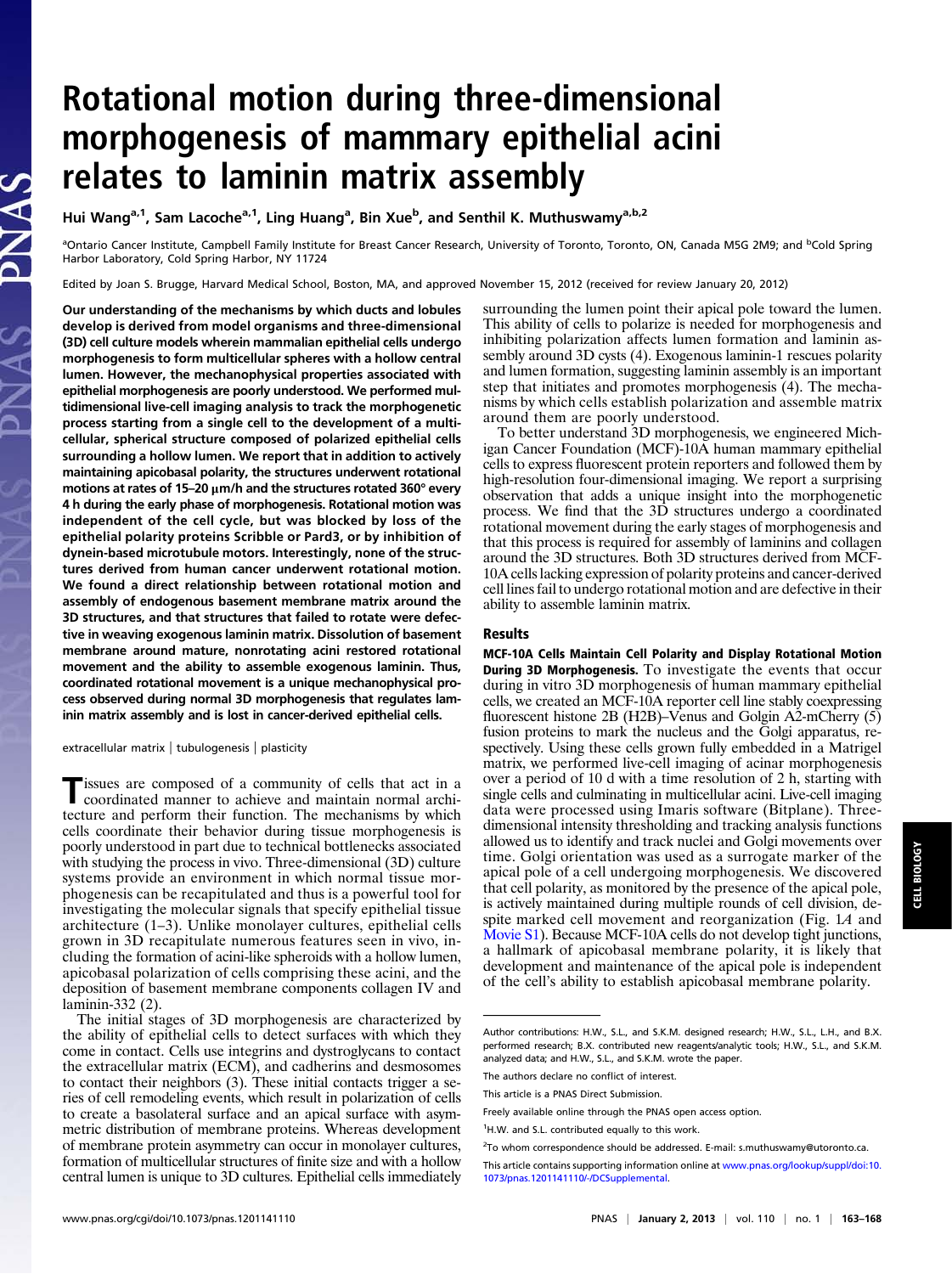# Rotational motion during three-dimensional morphogenesis of mammary epithelial acini relates to laminin matrix assembly

Hui Wang[a,1], Sam Lacoche[a,1], Ling Huang[a], Bin Xue[b], and Senthil K. Muthuswamy[a,b,2]

[a]Ontario Cancer Institute, Campbell Family Institute for Breast Cancer Research, University of Toronto, Toronto, ON, Canada M5G 2M9; and [b]Cold Spring Harbor Laboratory, Cold Spring Harbor, NY 11724

Edited by Joan S. Brugge, Harvard Medical School, Boston, MA, and approved November 15, 2012 (received for review January 20, 2012)

**Our understanding of the mechanisms by which ducts and lobules develop is derived from model organisms and three-dimensional (3D) cell culture models wherein mammalian epithelial cells undergo morphogenesis to form multicellular spheres with a hollow central lumen. However, the mechanophysical properties associated with epithelial morphogenesis are poorly understood. We performed multidimensional live-cell imaging analysis to track the morphogenetic process starting from a single cell to the development of a multicellular, spherical structure composed of polarized epithelial cells surrounding a hollow lumen. We report that in addition to actively maintaining apicobasal polarity, the structures underwent rotational motions at rates of 15–20 μm/h and the structures rotated 360° every 4 h during the early phase of morphogenesis. Rotational motion was independent of the cell cycle, but was blocked by loss of the epithelial polarity proteins Scribble or Pard3, or by inhibition of dynein-based microtubule motors. Interestingly, none of the structures derived from human cancer underwent rotational motion. We found a direct relationship between rotational motion and assembly of endogenous basement membrane matrix around the 3D structures, and that structures that failed to rotate were defective in weaving exogenous laminin matrix. Dissolution of basement membrane around mature, nonrotating acini restored rotational movement and the ability to assemble exogenous laminin. Thus, coordinated rotational movement is a unique mechanophysical process observed during normal 3D morphogenesis that regulates laminin matrix assembly and is lost in cancer-derived epithelial cells.**

extracellular matrix | tubulogenesis | plasticity

Tissues are composed of a community of cells that act in a coordinated manner to achieve and maintain normal architecture and perform their function. The mechanisms by which cells coordinate their behavior during tissue morphogenesis is poorly understood in part due to technical bottlenecks associated with studying the process in vivo. Three-dimensional (3D) culture systems provide an environment in which normal tissue morphogenesis can be recapitulated and thus is a powerful tool for investigating the molecular signals that specify epithelial tissue architecture (1–3). Unlike monolayer cultures, epithelial cells grown in 3D recapitulate numerous features seen in vivo, including the formation of acini-like spheroids with a hollow lumen, apicobasal polarization of cells comprising these acini, and the deposition of basement membrane components collagen IV and laminin-332 (2).

The initial stages of 3D morphogenesis are characterized by the ability of epithelial cells to detect surfaces with which they come in contact. Cells use integrins and dystroglycans to contact the extracellular matrix (ECM), and cadherins and desmosomes to contact their neighbors (3). These initial contacts trigger a series of cell remodeling events, which result in polarization of cells to create a basolateral surface and an apical surface with asymmetric distribution of membrane proteins. Whereas development of membrane protein asymmetry can occur in monolayer cultures, formation of multicellular structures of finite size and with a hollow central lumen is unique to 3D cultures. Epithelial cells immediately surrounding the lumen point their apical pole toward the lumen. This ability of cells to polarize is needed for morphogenesis and inhibiting polarization affects lumen formation and laminin assembly around 3D cysts (4). Exogenous laminin-1 rescues polarity and lumen formation, suggesting laminin assembly is an important step that initiates and promotes morphogenesis (4). The mechanisms by which cells establish polarization and assemble matrix around them are poorly understood.

To better understand 3D morphogenesis, we engineered Michigan Cancer Foundation (MCF)-10A human mammary epithelial cells to express fluorescent protein reporters and followed them by high-resolution four-dimensional imaging. We report a surprising observation that adds a unique insight into the morphogenetic process. We find that the 3D structures undergo a coordinated rotational movement during the early stages of morphogenesis and that this process is required for assembly of laminins and collagen around the 3D structures. Both 3D structures derived from MCF-10A cells lacking expression of polarity proteins and cancer-derived cell lines fail to undergo rotational motion and are defective in their ability to assemble laminin matrix.

## Results

**MCF-10A Cells Maintain Cell Polarity and Display Rotational Motion During 3D Morphogenesis.** To investigate the events that occur during in vitro 3D morphogenesis of human mammary epithelial cells, we created an MCF-10A reporter cell line stably coexpressing fluorescent histone 2B (H2B)–Venus and Golgin A2-mCherry (5) fusion proteins to mark the nucleus and the Golgi apparatus, respectively. Using these cells grown fully embedded in a Matrigel matrix, we performed live-cell imaging of acinar morphogenesis over a period of 10 d with a time resolution of 2 h, starting with single cells and culminating in multicellular acini. Live-cell imaging data were processed using Imaris software (Bitplane). Three-dimensional intensity thresholding and tracking analysis functions allowed us to identify and track nuclei and Golgi movements over time. Golgi orientation was used as a surrogate marker of the apical pole of a cell undergoing morphogenesis. We discovered that cell polarity, as monitored by the presence of the apical pole, is actively maintained during multiple rounds of cell division, despite marked cell movement and reorganization (Fig. 1*A* and Movie S1). Because MCF-10A cells do not develop tight junctions, a hallmark of apicobasal membrane polarity, it is likely that development and maintenance of the apical pole is independent of the cell's ability to establish apicobasal membrane polarity.

Author contributions: H.W., S.L., and S.K.M. designed research; H.W., S.L., L.H., and B.X. performed research; B.X. contributed new reagents/analytic tools; H.W., S.L., and S.K.M. analyzed data; and H.W., S.L., and S.K.M. wrote the paper.

The authors declare no conflict of interest.

This article is a PNAS Direct Submission.

Freely available online through the PNAS open access option.

[1]H.W. and S.L. contributed equally to this work.

[2]To whom correspondence should be addressed. E-mail: s.muthuswamy@utoronto.ca.

This article contains supporting information online at www.pnas.org/lookup/suppl/doi:10.1073/pnas.1201141110/-/DCSupplemental.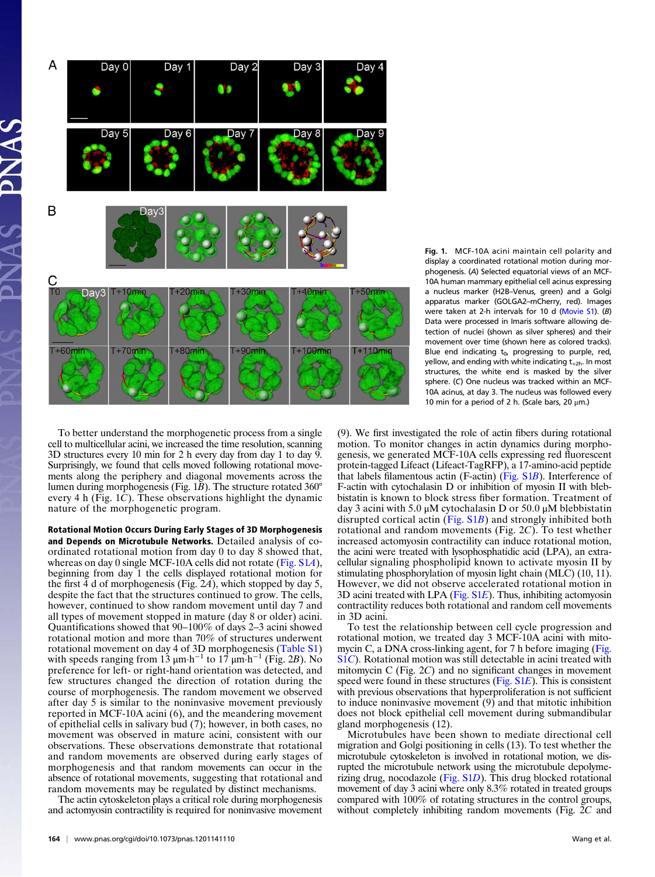**Fig. 1.** MCF-10A acini maintain cell polarity and display a coordinated rotational motion during morphogenesis. (*A*) Selected equatorial views of an MCF-10A human mammary epithelial cell acinus expressing a nucleus marker (H2B–Venus, green) and a Golgi apparatus marker (GOLGA2–mCherry, red). Images were taken at 2-h intervals for 10 d (Movie S1). (*B*) Data were processed in Imaris software allowing detection of nuclei (shown as silver spheres) and their movement over time (shown here as colored tracks). Blue end indicating $t_0$, progressing to purple, red, yellow, and ending with white indicating $t_{+2h}$. In most structures, the white end is masked by the silver sphere. (*C*) One nucleus was tracked within an MCF-10A acinus, at day 3. The nucleus was followed every 10 min for a period of 2 h. (Scale bars, 20 μm.)

To better understand the morphogenetic process from a single cell to multicellular acini, we increased the time resolution, scanning 3D structures every 10 min for 2 h every day from day 1 to day 9. Surprisingly, we found that cells moved following rotational movements along the periphery and diagonal movements across the lumen during morphogenesis (Fig. 1*B*). The structure rotated 360° every 4 h (Fig. 1*C*). These observations highlight the dynamic nature of the morphogenetic program.

**Rotational Motion Occurs During Early Stages of 3D Morphogenesis and Depends on Microtubule Networks.** Detailed analysis of coordinated rotational motion from day 0 to day 8 showed that, whereas on day 0 single MCF-10A cells did not rotate (Fig. S1*A*), beginning from day 1 the cells displayed rotational motion for the first 4 d of morphogenesis (Fig. 2*A*), which stopped by day 5, despite the fact that the structures continued to grow. The cells, however, continued to show random movement until day 7 and all types of movement stopped in mature (day 8 or older) acini. Quantifications showed that 90–100% of days 2–3 acini showed rotational motion and more than 70% of structures underwent rotational movement on day 4 of 3D morphogenesis (Table S1) with speeds ranging from 13 $\mu m \cdot h^{-1}$ to 17 $\mu m \cdot h^{-1}$ (Fig. 2*B*). No preference for left- or right-hand orientation was detected, and few structures changed the direction of rotation during the course of morphogenesis. The random movement we observed after day 5 is similar to the noninvasive movement previously reported in MCF-10A acini (6), and the meandering movement of epithelial cells in salivary bud (7); however, in both cases, no movement was observed in mature acini, consistent with our observations. These observations demonstrate that rotational and random movements are observed during early stages of morphogenesis and that random movements can occur in the absence of rotational movements, suggesting that rotational and random movements may be regulated by distinct mechanisms.

The actin cytoskeleton plays a critical role during morphogenesis and actomyosin contractility is required for noninvasive movement (9). We first investigated the role of actin fibers during rotational motion. To monitor changes in actin dynamics during morphogenesis, we generated MCF-10A cells expressing red fluorescent protein-tagged Lifeact (Lifeact-TagRFP), a 17-amino-acid peptide that labels filamentous actin (F-actin) (Fig. S1*B*). Interference of F-actin with cytochalasin D or inhibition of myosin II with blebbistatin is known to block stress fiber formation. Treatment of day 3 acini with 5.0 μM cytochalasin D or 50.0 μM blebbistatin disrupted cortical actin (Fig. S1*B*) and strongly inhibited both rotational and random movements (Fig. 2*C*). To test whether increased actomyosin contractility can induce rotational motion, the acini were treated with lysophosphatidic acid (LPA), an extracellular signaling phospholipid known to activate myosin II by stimulating phosphorylation of myosin light chain (MLC) (10, 11). However, we did not observe accelerated rotational motion in 3D acini treated with LPA (Fig. S1*E*). Thus, inhibiting actomyosin contractility reduces both rotational and random cell movements in 3D acini.

To test the relationship between cell cycle progression and rotational motion, we treated day 3 MCF-10A acini with mitomycin C, a DNA cross-linking agent, for 7 h before imaging (Fig. S1*C*). Rotational motion was still detectable in acini treated with mitomycin C (Fig. 2*C*) and no significant changes in movement speed were found in these structures (Fig. S1*E*). This is consistent with previous observations that hyperproliferation is not sufficient to induce noninvasive movement (9) and that mitotic inhibition does not block epithelial cell movement during submandibular gland morphogenesis (12).

Microtubules have been shown to mediate directional cell migration and Golgi positioning in cells (13). To test whether the microtubule cytoskeleton is involved in rotational motion, we disrupted the microtubule network using the microtubule depolymerizing drug, nocodazole (Fig. S1*D*). This drug blocked rotational movement of day 3 acini where only 8.3% rotated in treated groups compared with 100% of rotating structures in the control groups, without completely inhibiting random movements (Fig. 2*C* and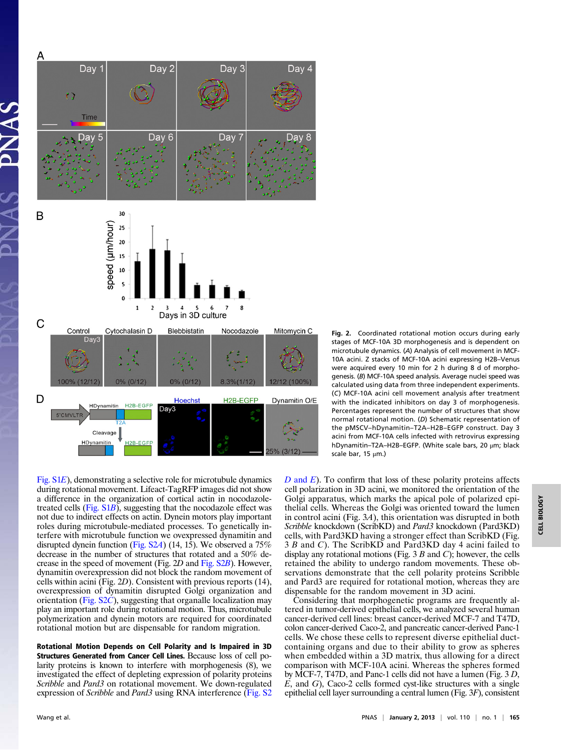**Fig. 2.** Coordinated rotational motion occurs during early stages of MCF-10A 3D morphogenesis and is dependent on microtubule dynamics. (*A*) Analysis of cell movement in MCF-10A acini. Z stacks of MCF-10A acini expressing H2B–Venus were acquired every 10 min for 2 h during 8 d of morphogenesis. (*B*) MCF-10A speed analysis. Average nuclei speed was calculated using data from three independent experiments. (*C*) MCF-10A acini cell movement analysis after treatment with the indicated inhibitors on day 3 of morphogenesis. Percentages represent the number of structures that show normal rotational motion. (*D*) Schematic representation of the pMSCV–hDynamitin–T2A–H2B–EGFP construct. Day 3 acini from MCF-10A cells infected with retrovirus expressing hDynamitin–T2A–H2B–EGFP. (White scale bars, 20 μm; black scale bar, 15 μm.)

Fig. S1*E*), demonstrating a selective role for microtubule dynamics during rotational movement. Lifeact-TagRFP images did not show a difference in the organization of cortical actin in nocodazole-treated cells (Fig. S1*B*), suggesting that the nocodazole effect was not due to indirect effects on actin. Dynein motors play important roles during microtubule-mediated processes. To genetically interfere with microtubule function we overexpressed dynamitin and disrupted dynein function (Fig. S2*A*) (14, 15). We observed a 75% decrease in the number of structures that rotated and a 50% decrease in the speed of movement (Fig. 2*D* and Fig. S2*B*). However, dynamitin overexpression did not block the random movement of cells within acini (Fig. 2*D*). Consistent with previous reports (14), overexpression of dynamitin disrupted Golgi organization and orientation (Fig. S2*C*), suggesting that organalle localization may play an important role during rotational motion. Thus, microtubule polymerization and dynein motors are required for coordinated rotational motion but are dispensable for random migration.

**Rotational Motion Depends on Cell Polarity and Is Impaired in 3D Structures Generated from Cancer Cell Lines.** Because loss of cell polarity proteins is known to interfere with morphogenesis (8), we investigated the effect of depleting expression of polarity proteins *Scribble* and *Pard3* on rotational movement. We down-regulated expression of *Scribble* and *Pard3* using RNA interference (Fig. S2 *D* and *E*). To confirm that loss of these polarity proteins affects cell polarization in 3D acini, we monitored the orientation of the Golgi apparatus, which marks the apical pole of polarized epithelial cells. Whereas the Golgi was oriented toward the lumen in control acini (Fig. 3*A*), this orientation was disrupted in both *Scribble* knockdown (ScribKD) and *Pard3* knockdown (Pard3KD) cells, with Pard3KD having a stronger effect than ScribKD (Fig. 3 *B* and *C*). The ScribKD and Pard3KD day 4 acini failed to display any rotational motions (Fig. 3 *B* and *C*); however, the cells retained the ability to undergo random movements. These observations demonstrate that the cell polarity proteins Scribble and Pard3 are required for rotational motion, whereas they are dispensable for the random movement in 3D acini.

Considering that morphogenetic programs are frequently altered in tumor-derived epithelial cells, we analyzed several human cancer-derived cell lines: breast cancer-derived MCF-7 and T47D, colon cancer-derived Caco-2, and pancreatic cancer-derived Panc-1 cells. We chose these cells to represent diverse epithelial duct-containing organs and due to their ability to grow as spheres when embedded within a 3D matrix, thus allowing for a direct comparison with MCF-10A acini. Whereas the spheres formed by MCF-7, T47D, and Panc-1 cells did not have a lumen (Fig. 3 *D*, *E*, and *G*), Caco-2 cells formed cyst-like structures with a single epithelial cell layer surrounding a central lumen (Fig. 3*F*), consistent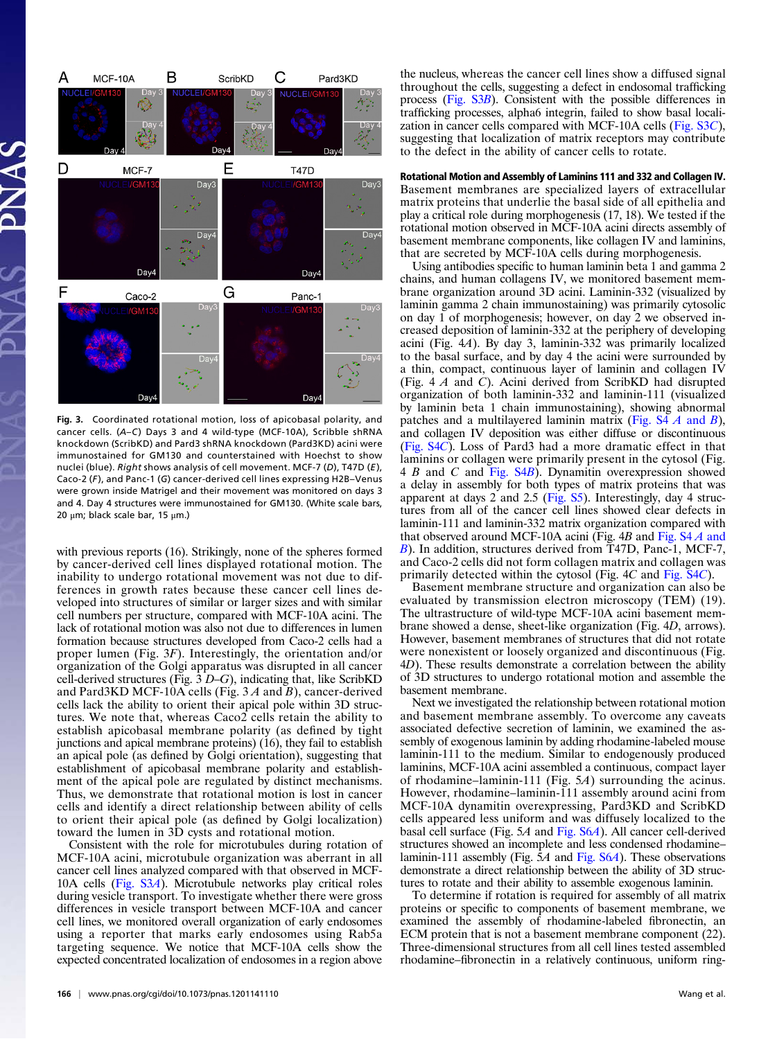Fig. 3. Coordinated rotational motion, loss of apicobasal polarity, and cancer cells. (*A*–*C*) Days 3 and 4 wild-type (MCF-10A), Scribble shRNA knockdown (ScribKD) and Pard3 shRNA knockdown (Pard3KD) acini were immunostained for GM130 and counterstained with Hoechst to show nuclei (blue). *Right* shows analysis of cell movement. MCF-7 (*D*), T47D (*E*), Caco-2 (*F*), and Panc-1 (*G*) cancer-derived cell lines expressing H2B–Venus were grown inside Matrigel and their movement was monitored on days 3 and 4. Day 4 structures were immunostained for GM130. (White scale bars, 20 μm; black scale bar, 15 μm.)

with previous reports (16). Strikingly, none of the spheres formed by cancer-derived cell lines displayed rotational motion. The inability to undergo rotational movement was not due to differences in growth rates because these cancer cell lines developed into structures of similar or larger sizes and with similar cell numbers per structure, compared with MCF-10A acini. The lack of rotational motion was also not due to differences in lumen formation because structures developed from Caco-2 cells had a proper lumen (Fig. 3*F*). Interestingly, the orientation and/or organization of the Golgi apparatus was disrupted in all cancer cell-derived structures (Fig. 3 *D*–*G*), indicating that, like ScribKD and Pard3KD MCF-10A cells (Fig. 3 *A* and *B*), cancer-derived cells lack the ability to orient their apical pole within 3D structures. We note that, whereas Caco2 cells retain the ability to establish apicobasal membrane polarity (as defined by tight junctions and apical membrane proteins) (16), they fail to establish an apical pole (as defined by Golgi orientation), suggesting that establishment of apicobasal membrane polarity and establishment of the apical pole are regulated by distinct mechanisms. Thus, we demonstrate that rotational motion is lost in cancer cells and identify a direct relationship between ability of cells to orient their apical pole (as defined by Golgi localization) toward the lumen in 3D cysts and rotational motion.

Consistent with the role for microtubules during rotation of MCF-10A acini, microtubule organization was aberrant in all cancer cell lines analyzed compared with that observed in MCF-10A cells (Fig. S3*A*). Microtubule networks play critical roles during vesicle transport. To investigate whether there were gross differences in vesicle transport between MCF-10A and cancer cell lines, we monitored overall organization of early endosomes using a reporter that marks early endosomes using Rab5a targeting sequence. We notice that MCF-10A cells show the expected concentrated localization of endosomes in a region above the nucleus, whereas the cancer cell lines show a diffused signal throughout the cells, suggesting a defect in endosomal trafficking process (Fig. S3*B*). Consistent with the possible differences in trafficking processes, alpha6 integrin, failed to show basal localization in cancer cells compared with MCF-10A cells (Fig. S3*C*), suggesting that localization of matrix receptors may contribute to the defect in the ability of cancer cells to rotate.

**Rotational Motion and Assembly of Laminins 111 and 332 and Collagen IV.** Basement membranes are specialized layers of extracellular matrix proteins that underlie the basal side of all epithelia and play a critical role during morphogenesis (17, 18). We tested if the rotational motion observed in MCF-10A acini directs assembly of basement membrane components, like collagen IV and laminins, that are secreted by MCF-10A cells during morphogenesis.

Using antibodies specific to human laminin beta 1 and gamma 2 chains, and human collagens IV, we monitored basement membrane organization around 3D acini. Laminin-332 (visualized by laminin gamma 2 chain immunostaining) was primarily cytosolic on day 1 of morphogenesis; however, on day 2 we observed increased deposition of laminin-332 at the periphery of developing acini (Fig. 4*A*). By day 3, laminin-332 was primarily localized to the basal surface, and by day 4 the acini were surrounded by a thin, compact, continuous layer of laminin and collagen IV (Fig. 4 *A* and *C*). Acini derived from ScribKD had disrupted organization of both laminin-332 and laminin-111 (visualized by laminin beta 1 chain immunostaining), showing abnormal patches and a multilayered laminin matrix (Fig. S4 *A* and *B*), and collagen IV deposition was either diffuse or discontinuous (Fig. S4*C*). Loss of Pard3 had a more dramatic effect in that laminins or collagen were primarily present in the cytosol (Fig. 4 *B* and *C* and Fig. S4*B*). Dynamitin overexpression showed a delay in assembly for both types of matrix proteins that was apparent at days 2 and 2.5 (Fig. S5). Interestingly, day 4 structures from all of the cancer cell lines showed clear defects in laminin-111 and laminin-332 matrix organization compared with that observed around MCF-10A acini (Fig. 4*B* and Fig. S4 *A* and *B*). In addition, structures derived from T47D, Panc-1, MCF-7, and Caco-2 cells did not form collagen matrix and collagen was primarily detected within the cytosol (Fig. 4*C* and Fig. S4*C*).

Basement membrane structure and organization can also be evaluated by transmission electron microscopy (TEM) (19). The ultrastructure of wild-type MCF-10A acini basement membrane showed a dense, sheet-like organization (Fig. 4*D*, arrows). However, basement membranes of structures that did not rotate were nonexistent or loosely organized and discontinuous (Fig. 4*D*). These results demonstrate a correlation between the ability of 3D structures to undergo rotational motion and assemble the basement membrane.

Next we investigated the relationship between rotational motion and basement membrane assembly. To overcome any caveats associated defective secretion of laminin, we examined the assembly of exogenous laminin by adding rhodamine-labeled mouse laminin-111 to the medium. Similar to endogenously produced laminins, MCF-10A acini assembled a continuous, compact layer of rhodamine–laminin-111 (Fig. 5*A*) surrounding the acinus. However, rhodamine–laminin-111 assembly around acini from MCF-10A dynamitin overexpressing, Pard3KD and ScribKD cells appeared less uniform and was diffusely localized to the basal cell surface (Fig. 5*A* and Fig. S6*A*). All cancer cell-derived structures showed an incomplete and less condensed rhodamine–laminin-111 assembly (Fig. 5*A* and Fig. S6*A*). These observations demonstrate a direct relationship between the ability of 3D structures to rotate and their ability to assemble exogenous laminin.

To determine if rotation is required for assembly of all matrix proteins or specific to components of basement membrane, we examined the assembly of rhodamine-labeled fibronectin, an ECM protein that is not a basement membrane component (22). Three-dimensional structures from all cell lines tested assembled rhodamine–fibronectin in a relatively continuous, uniform ring-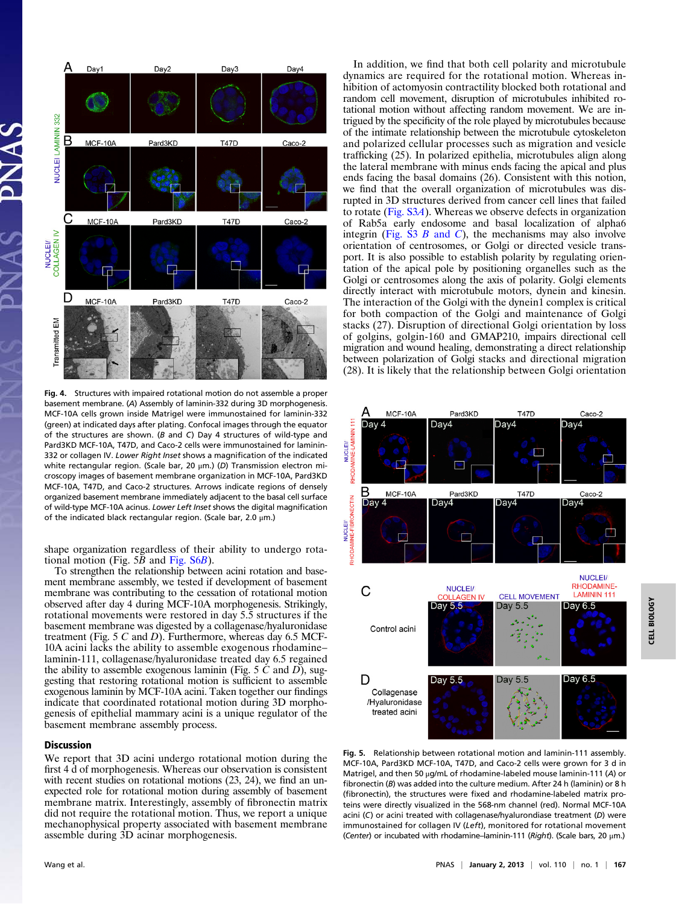**Fig. 4.** Structures with impaired rotational motion do not assemble a proper basement membrane. (*A*) Assembly of laminin-332 during 3D morphogenesis. MCF-10A cells grown inside Matrigel were immunostained for laminin-332 (green) at indicated days after plating. Confocal images through the equator of the structures are shown. (*B* and *C*) Day 4 structures of wild-type and Pard3KD MCF-10A, T47D, and Caco-2 cells were immunostained for laminin-332 or collagen IV. *Lower Right Inset* shows a magnification of the indicated white rectangular region. (Scale bar, 20 μm.) (*D*) Transmission electron microscopy images of basement membrane organization in MCF-10A, Pard3KD MCF-10A, T47D, and Caco-2 structures. Arrows indicate regions of densely organized basement membrane immediately adjacent to the basal cell surface of wild-type MCF-10A acinus. *Lower Left Inset* shows the digital magnification of the indicated black rectangular region. (Scale bar, 2.0 μm.)

shape organization regardless of their ability to undergo rotational motion (Fig. 5*B* and Fig. S6*B*).

To strengthen the relationship between acini rotation and basement membrane assembly, we tested if development of basement membrane was contributing to the cessation of rotational motion observed after day 4 during MCF-10A morphogenesis. Strikingly, rotational movements were restored in day 5.5 structures if the basement membrane was digested by a collagenase/hyaluronidase treatment (Fig. 5 *C* and *D*). Furthermore, whereas day 6.5 MCF-10A acini lacks the ability to assemble exogenous rhodamine–laminin-111, collagenase/hyaluronidase treated day 6.5 regained the ability to assemble exogenous laminin (Fig. 5 *C* and *D*), suggesting that restoring rotational motion is sufficient to assemble exogenous laminin by MCF-10A acini. Taken together our findings indicate that coordinated rotational motion during 3D morphogenesis of epithelial mammary acini is a unique regulator of the basement membrane assembly process.

## Discussion

We report that 3D acini undergo rotational motion during the first 4 d of morphogenesis. Whereas our observation is consistent with recent studies on rotational motions (23, 24), we find an unexpected role for rotational motion during assembly of basement membrane matrix. Interestingly, assembly of fibronectin matrix did not require the rotational motion. Thus, we report a unique mechanophysical property associated with basement membrane assemble during 3D acinar morphogenesis.

In addition, we find that both cell polarity and microtubule dynamics are required for the rotational motion. Whereas inhibition of actomyosin contractility blocked both rotational and random cell movement, disruption of microtubules inhibited rotational motion without affecting random movement. We are intrigued by the specificity of the role played by microtubules because of the intimate relationship between the microtubule cytoskeleton and polarized cellular processes such as migration and vesicle trafficking (25). In polarized epithelia, microtubules align along the lateral membrane with minus ends facing the apical and plus ends facing the basal domains (26). Consistent with this notion, we find that the overall organization of microtubules was disrupted in 3D structures derived from cancer cell lines that failed to rotate (Fig. S3*A*). Whereas we observe defects in organization of Rab5a early endosome and basal localization of alpha6 integrin (Fig. S3 *B* and *C*), the mechanisms may also involve orientation of centrosomes, or Golgi or directed vesicle transport. It is also possible to establish polarity by regulating orientation of the apical pole by positioning organelles such as the Golgi or centrosomes along the axis of polarity. Golgi elements directly interact with microtubule motors, dynein and kinesin. The interaction of the Golgi with the dynein1 complex is critical for both compaction of the Golgi and maintenance of Golgi stacks (27). Disruption of directional Golgi orientation by loss of golgins, golgin-160 and GMAP210, impairs directional cell migration and wound healing, demonstrating a direct relationship between polarization of Golgi stacks and directional migration (28). It is likely that the relationship between Golgi orientation

**Fig. 5.** Relationship between rotational motion and laminin-111 assembly. MCF-10A, Pard3KD MCF-10A, T47D, and Caco-2 cells were grown for 3 d in Matrigel, and then 50 μg/mL of rhodamine-labeled mouse laminin-111 (*A*) or fibronectin (*B*) was added into the culture medium. After 24 h (laminin) or 8 h (fibronectin), the structures were fixed and rhodamine-labeled matrix proteins were directly visualized in the 568-nm channel (red). Normal MCF-10A acini (*C*) or acini treated with collagenase/hyaluronidase treatment (*D*) were immunostained for collagen IV (*Left*), monitored for rotational movement (*Center*) or incubated with rhodamine–laminin-111 (*Right*). (Scale bars, 20 μm.)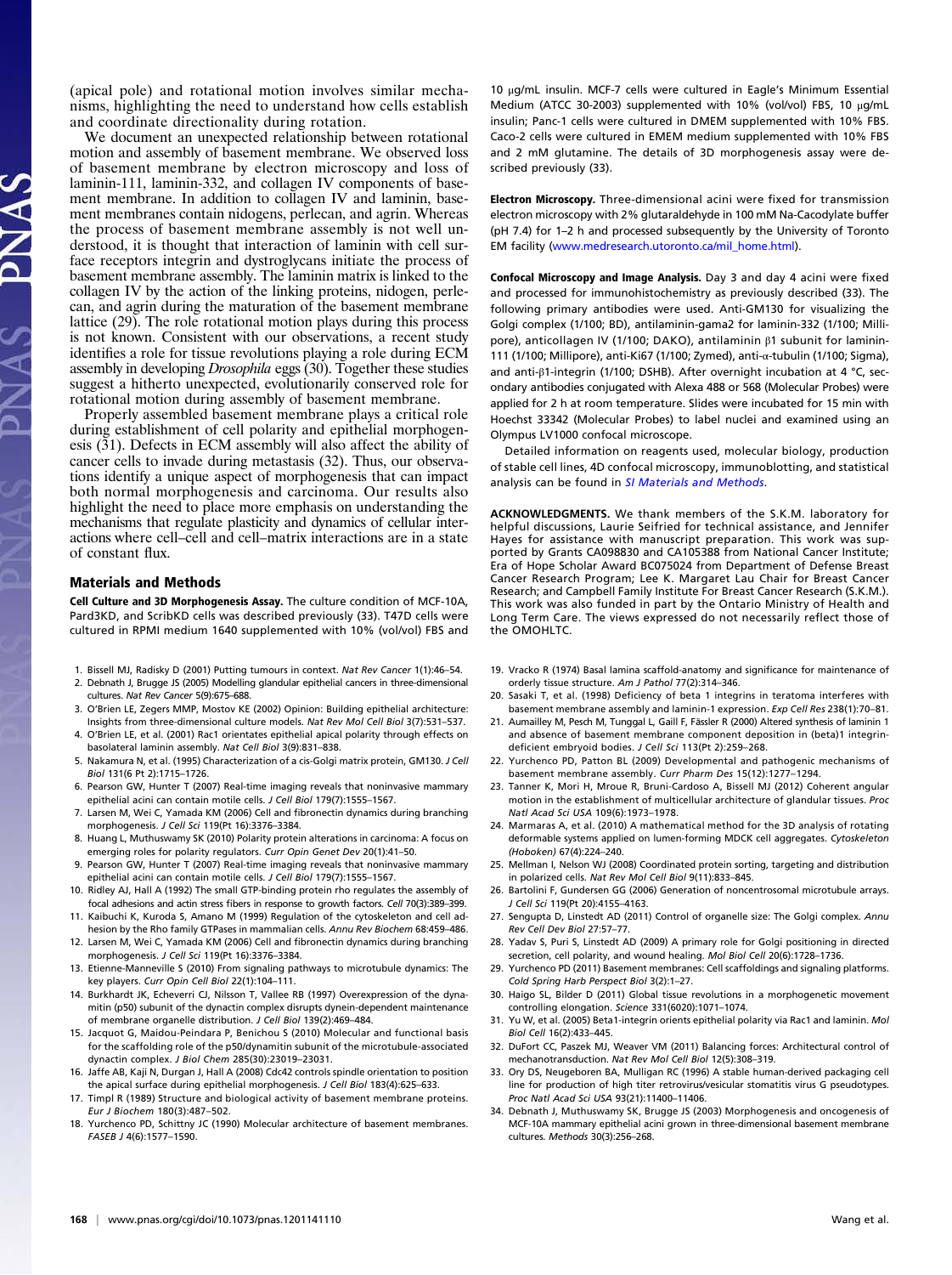(apical pole) and rotational motion involves similar mechanisms, highlighting the need to understand how cells establish and coordinate directionality during rotation.

We document an unexpected relationship between rotational motion and assembly of basement membrane. We observed loss of basement membrane by electron microscopy and loss of laminin-111, laminin-332, and collagen IV components of basement membrane. In addition to collagen IV and laminin, basement membranes contain nidogens, perlecan, and agrin. Whereas the process of basement membrane assembly is not well understood, it is thought that interaction of laminin with cell surface receptors integrin and dystroglycans initiate the process of basement membrane assembly. The laminin matrix is linked to the collagen IV by the action of the linking proteins, nidogen, perlecan, and agrin during the maturation of the basement membrane lattice (29). The role rotational motion plays during this process is not known. Consistent with our observations, a recent study identifies a role for tissue revolutions playing a role during ECM assembly in developing *Drosophila* eggs (30). Together these studies suggest a hitherto unexpected, evolutionarily conserved role for rotational motion during assembly of basement membrane.

Properly assembled basement membrane plays a critical role during establishment of cell polarity and epithelial morphogenesis (31). Defects in ECM assembly will also affect the ability of cancer cells to invade during metastasis (32). Thus, our observations identify a unique aspect of morphogenesis that can impact both normal morphogenesis and carcinoma. Our results also highlight the need to place more emphasis on understanding the mechanisms that regulate plasticity and dynamics of cellular interactions where cell–cell and cell–matrix interactions are in a state of constant flux.

## Materials and Methods

**Cell Culture and 3D Morphogenesis Assay.** The culture condition of MCF-10A, Pard3KD, and ScribKD cells was described previously (33). T47D cells were cultured in RPMI medium 1640 supplemented with 10% (vol/vol) FBS and 10 μg/mL insulin. MCF-7 cells were cultured in Eagle's Minimum Essential Medium (ATCC 30-2003) supplemented with 10% (vol/vol) FBS, 10 μg/mL insulin; Panc-1 cells were cultured in DMEM supplemented with 10% FBS. Caco-2 cells were cultured in EMEM medium supplemented with 10% FBS and 2 mM glutamine. The details of 3D morphogenesis assay were described previously (33).

**Electron Microscopy.** Three-dimensional acini were fixed for transmission electron microscopy with 2% glutaraldehyde in 100 mM Na-Cacodylate buffer (pH 7.4) for 1–2 h and processed subsequently by the University of Toronto EM facility (www.medresearch.utoronto.ca/mil_home.html).

**Confocal Microscopy and Image Analysis.** Day 3 and day 4 acini were fixed and processed for immunohistochemistry as previously described (33). The following primary antibodies were used. Anti-GM130 for visualizing the Golgi complex (1/100; BD), antilaminin-gamma2 for laminin-332 (1/100; Millipore), anticollagen IV (1/100; DAKO), antilaminin β1 subunit for laminin-111 (1/100; Millipore), anti-Ki67 (1/100; Zymed), anti-α-tubulin (1/100; Sigma), and anti-β1-integrin (1/100; DSHB). After overnight incubation at 4 °C, secondary antibodies conjugated with Alexa 488 or 568 (Molecular Probes) were applied for 2 h at room temperature. Slides were incubated for 15 min with Hoechst 33342 (Molecular Probes) to label nuclei and examined using an Olympus LV1000 confocal microscope.

Detailed information on reagents used, molecular biology, production of stable cell lines, 4D confocal microscopy, immunoblotting, and statistical analysis can be found in *SI Materials and Methods*.

**ACKNOWLEDGMENTS.** We thank members of the S.K.M. laboratory for helpful discussions, Laurie Seifried for technical assistance, and Jennifer Hayes for assistance with manuscript preparation. This work was supported by Grants CA098830 and CA105388 from National Cancer Institute; Era of Hope Scholar Award BC075024 from Department of Defense Breast Cancer Research Program; Lee K. Margaret Lau Chair for Breast Cancer Research; and Campbell Family Institute For Breast Cancer Research (S.K.M.). This work was also funded in part by the Ontario Ministry of Health and Long Term Care. The views expressed do not necessarily reflect those of the OMOHLTC.

1. Bissell MJ, Radisky D (2001) Putting tumours in context. *Nat Rev Cancer* 1(1):46–54.
2. Debnath J, Brugge JS (2005) Modelling glandular epithelial cancers in three-dimensional cultures. *Nat Rev Cancer* 5(9):675–688.
3. O'Brien LE, Zegers MMP, Mostov KE (2002) Opinion: Building epithelial architecture: Insights from three-dimensional culture models. *Nat Rev Mol Cell Biol* 3(7):531–537.
4. O'Brien LE, et al. (2001) Rac1 orientates epithelial apical polarity through effects on basolateral laminin assembly. *Nat Cell Biol* 3(9):831–838.
5. Nakamura N, et al. (1995) Characterization of a cis-Golgi matrix protein, GM130. *J Cell Biol* 131(6 Pt 2):1715–1726.
6. Pearson GW, Hunter T (2007) Real-time imaging reveals that noninvasive mammary epithelial acini can contain motile cells. *J Cell Biol* 179(7):1555–1567.
7. Larsen M, Wei C, Yamada KM (2006) Cell and fibronectin dynamics during branching morphogenesis. *J Cell Sci* 119(Pt 16):3376–3384.
8. Huang L, Muthuswamy SK (2010) Polarity protein alterations in carcinoma: A focus on emerging roles for polarity regulators. *Curr Opin Genet Dev* 20(1):41–50.
9. Pearson GW, Hunter T (2007) Real-time imaging reveals that noninvasive mammary epithelial acini can contain motile cells. *J Cell Biol* 179(7):1555–1567.
10. Ridley AJ, Hall A (1992) The small GTP-binding protein rho regulates the assembly of focal adhesions and actin stress fibers in response to growth factors. *Cell* 70(3):389–399.
11. Kaibuchi K, Kuroda S, Amano M (1999) Regulation of the cytoskeleton and cell adhesion by the Rho family GTPases in mammalian cells. *Annu Rev Biochem* 68:459–486.
12. Larsen M, Wei C, Yamada KM (2006) Cell and fibronectin dynamics during branching morphogenesis. *J Cell Sci* 119(Pt 16):3376–3384.
13. Etienne-Manneville S (2010) From signaling pathways to microtubule dynamics: The key players. *Curr Opin Cell Biol* 22(1):104–111.
14. Burkhardt JK, Echeverri CJ, Nilsson T, Vallee RB (1997) Overexpression of the dynamitin (p50) subunit of the dynactin complex disrupts dynein-dependent maintenance of membrane organelle distribution. *J Cell Biol* 139(2):469–484.
15. Jacquot G, Maidou-Peindara P, Benichou S (2010) Molecular and functional basis for the scaffolding role of the p50/dynamitin subunit of the microtubule-associated dynactin complex. *J Biol Chem* 285(30):23019–23031.
16. Jaffe AB, Kaji N, Durgan J, Hall A (2008) Cdc42 controls spindle orientation to position the apical surface during epithelial morphogenesis. *J Cell Biol* 183(4):625–633.
17. Timpl R (1989) Structure and biological activity of basement membrane proteins. *Eur J Biochem* 180(3):487–502.
18. Yurchenco PD, Schittny JC (1990) Molecular architecture of basement membranes. *FASEB J* 4(6):1577–1590.
19. Vracko R (1974) Basal lamina scaffold-anatomy and significance for maintenance of orderly tissue structure. *Am J Pathol* 77(2):314–346.
20. Sasaki T, et al. (1998) Deficiency of beta 1 integrins in teratoma interferes with basement membrane assembly and laminin-1 expression. *Exp Cell Res* 238(1):70–81.
21. Aumailley M, Pesch M, Tunggal L, Gaill F, Fässler R (2000) Altered synthesis of laminin 1 and absence of basement membrane component deposition in (beta)1 integrin-deficient embryoid bodies. *J Cell Sci* 113(Pt 2):259–268.
22. Yurchenco PD, Patton BL (2009) Developmental and pathogenic mechanisms of basement membrane assembly. *Curr Pharm Des* 15(12):1277–1294.
23. Tanner K, Mori H, Mroue R, Bruni-Cardoso A, Bissell MJ (2012) Coherent angular motion in the establishment of multicellular architecture of glandular tissues. *Proc Natl Acad Sci USA* 109(6):1973–1978.
24. Marmaras A, et al. (2010) A mathematical method for the 3D analysis of rotating deformable systems applied on lumen-forming MDCK cell aggregates. *Cytoskeleton (Hoboken)* 67(4):224–240.
25. Mellman I, Nelson WJ (2008) Coordinated protein sorting, targeting and distribution in polarized cells. *Nat Rev Mol Cell Biol* 9(11):833–845.
26. Bartolini F, Gundersen GG (2006) Generation of noncentrosomal microtubule arrays. *J Cell Sci* 119(Pt 20):4155–4163.
27. Sengupta D, Linstedt AD (2011) Control of organelle size: The Golgi complex. *Annu Rev Cell Dev Biol* 27:57–77.
28. Yadav S, Puri S, Linstedt AD (2009) A primary role for Golgi positioning in directed secretion, cell polarity, and wound healing. *Mol Biol Cell* 20(6):1728–1736.
29. Yurchenco PD (2011) Basement membranes: Cell scaffoldings and signaling platforms. *Cold Spring Harb Perspect Biol* 3(2):1–27.
30. Haigo SL, Bilder D (2011) Global tissue revolutions in a morphogenetic movement controlling elongation. *Science* 331(6020):1071–1074.
31. Yu W, et al. (2005) Beta1-integrin orients epithelial polarity via Rac1 and laminin. *Mol Biol Cell* 16(2):433–445.
32. DuFort CC, Paszek MJ, Weaver VM (2011) Balancing forces: Architectural control of mechanotransduction. *Nat Rev Mol Cell Biol* 12(5):308–319.
33. Ory DS, Neugeboren BA, Mulligan RC (1996) A stable human-derived packaging cell line for production of high titer retrovirus/vesicular stomatitis virus G pseudotypes. *Proc Natl Acad Sci USA* 93(21):11400–11406.
34. Debnath J, Muthuswamy SK, Brugge JS (2003) Morphogenesis and oncogenesis of MCF-10A mammary epithelial acini grown in three-dimensional basement membrane cultures. *Methods* 30(3):256–268.